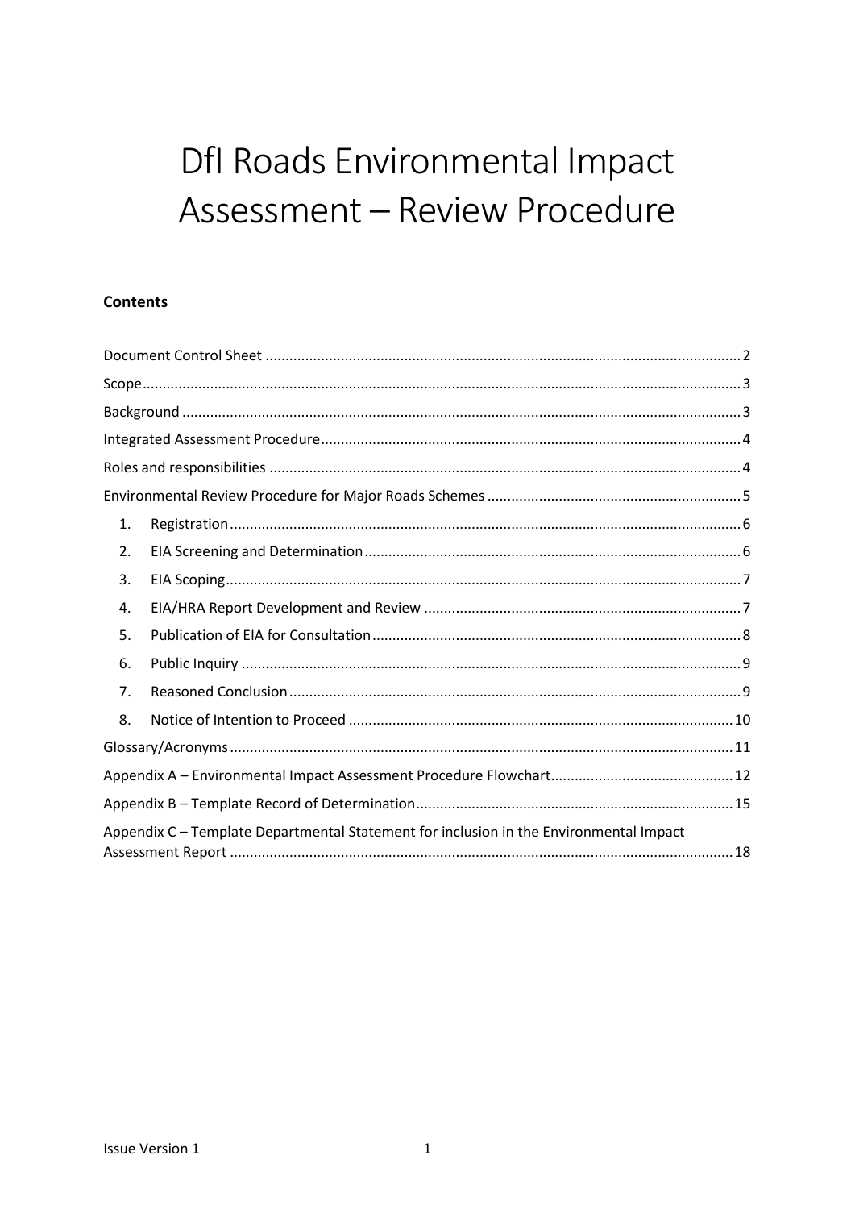# DfI Roads Environmental Impact Assessment – Review Procedure

**Contents**

Document Control Sheet .......... 2

Scope .......... 3

Background .......... 3

Integrated Assessment Procedure .......... 4

Roles and responsibilities .......... 4

Environmental Review Procedure for Major Roads Schemes .......... 5

1. Registration .......... 6
2. EIA Screening and Determination .......... 6
3. EIA Scoping .......... 7
4. EIA/HRA Report Development and Review .......... 7
5. Publication of EIA for Consultation .......... 8
6. Public Inquiry .......... 9
7. Reasoned Conclusion .......... 9
8. Notice of Intention to Proceed .......... 10

Glossary/Acronyms .......... 11

Appendix A – Environmental Impact Assessment Procedure Flowchart .......... 12

Appendix B – Template Record of Determination .......... 15

Appendix C – Template Departmental Statement for inclusion in the Environmental Impact Assessment Report .......... 18

Issue Version 1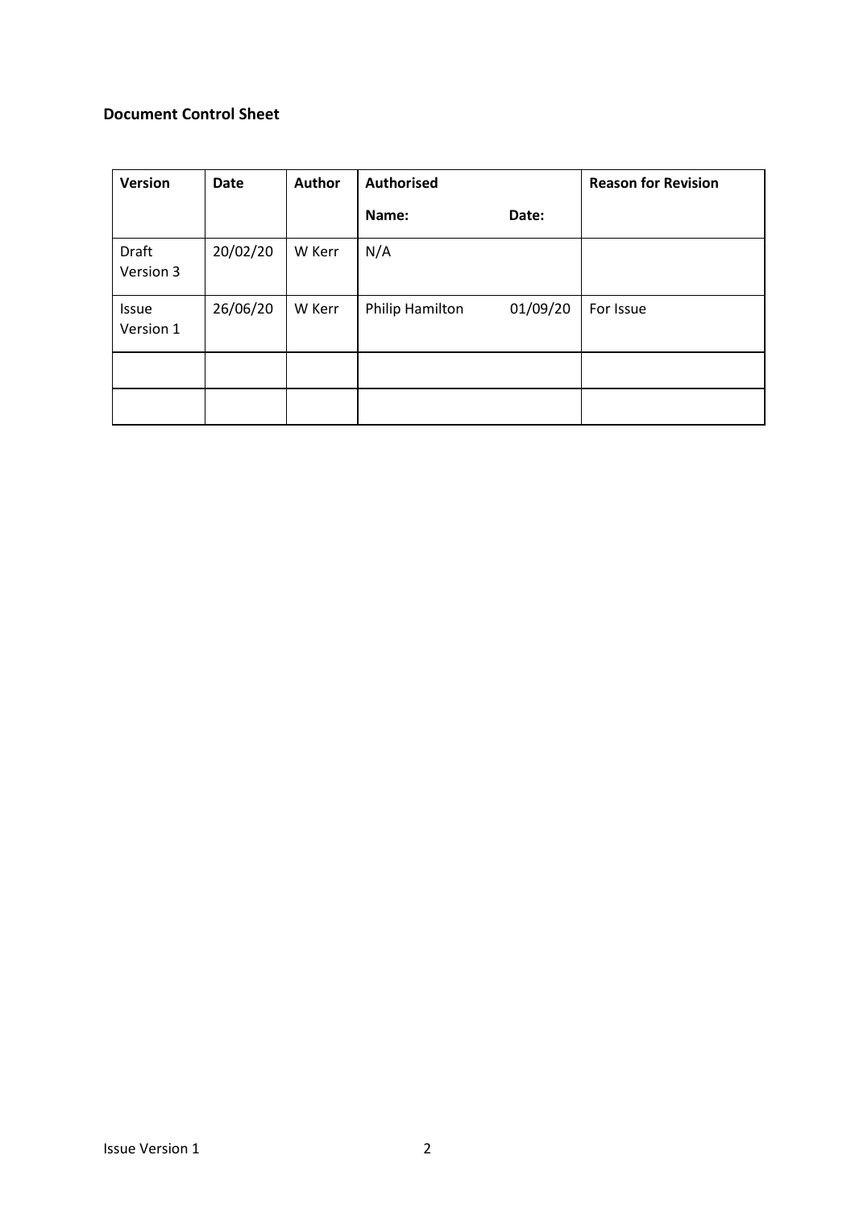**Document Control Sheet**

| Version | Date | Author | Authorised | | Reason for Revision |
|---|---|---|---|---|---|
| | | | **Name:** | **Date:** | |
| Draft Version 3 | 20/02/20 | W Kerr | N/A | | |
| Issue Version 1 | 26/06/20 | W Kerr | Philip Hamilton | 01/09/20 | For Issue |
| | | | | | |
| | | | | | |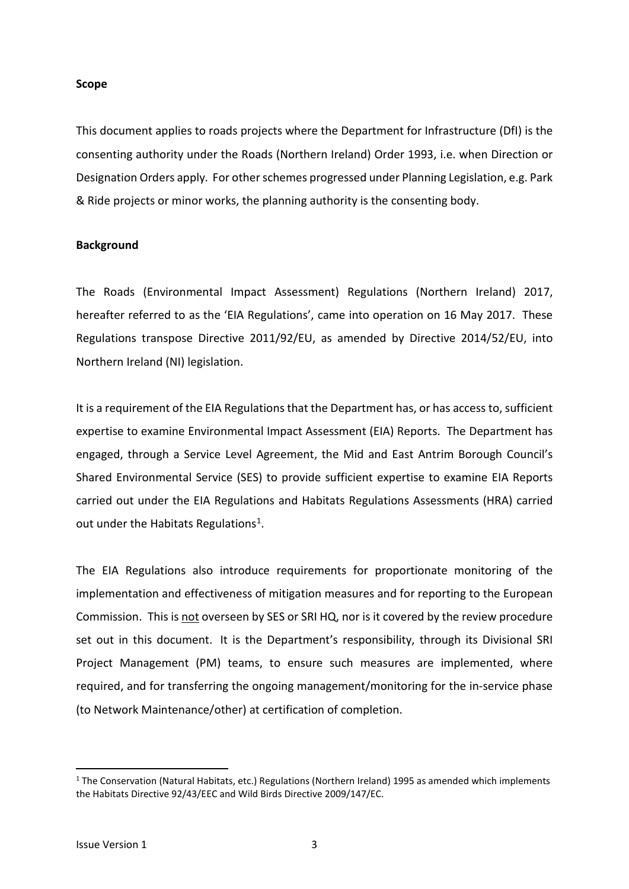**Scope**

This document applies to roads projects where the Department for Infrastructure (DfI) is the consenting authority under the Roads (Northern Ireland) Order 1993, i.e. when Direction or Designation Orders apply. For other schemes progressed under Planning Legislation, e.g. Park & Ride projects or minor works, the planning authority is the consenting body.

**Background**

The Roads (Environmental Impact Assessment) Regulations (Northern Ireland) 2017, hereafter referred to as the 'EIA Regulations', came into operation on 16 May 2017. These Regulations transpose Directive 2011/92/EU, as amended by Directive 2014/52/EU, into Northern Ireland (NI) legislation.

It is a requirement of the EIA Regulations that the Department has, or has access to, sufficient expertise to examine Environmental Impact Assessment (EIA) Reports. The Department has engaged, through a Service Level Agreement, the Mid and East Antrim Borough Council's Shared Environmental Service (SES) to provide sufficient expertise to examine EIA Reports carried out under the EIA Regulations and Habitats Regulations Assessments (HRA) carried out under the Habitats Regulations[1].

The EIA Regulations also introduce requirements for proportionate monitoring of the implementation and effectiveness of mitigation measures and for reporting to the European Commission. This is <u>not</u> overseen by SES or SRI HQ, nor is it covered by the review procedure set out in this document. It is the Department's responsibility, through its Divisional SRI Project Management (PM) teams, to ensure such measures are implemented, where required, and for transferring the ongoing management/monitoring for the in-service phase (to Network Maintenance/other) at certification of completion.

---

[1] The Conservation (Natural Habitats, etc.) Regulations (Northern Ireland) 1995 as amended which implements the Habitats Directive 92/43/EEC and Wild Birds Directive 2009/147/EC.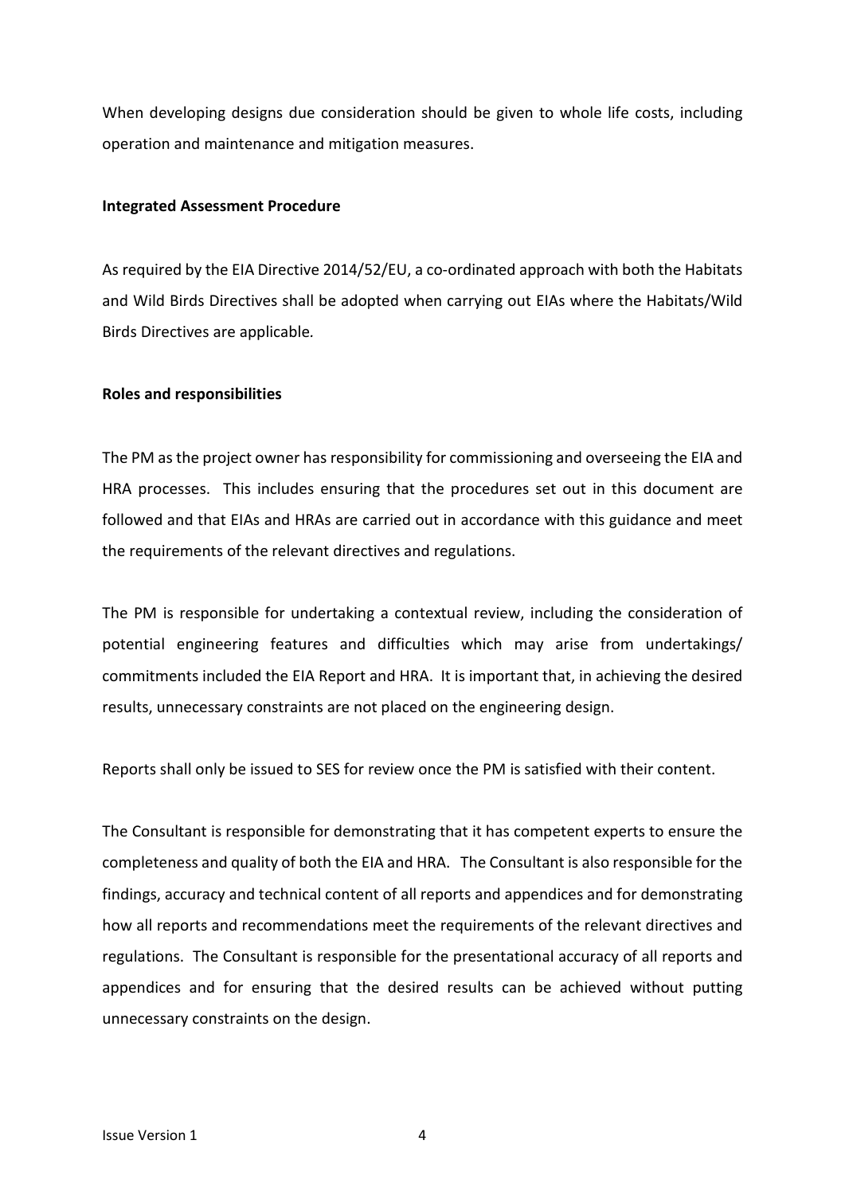When developing designs due consideration should be given to whole life costs, including operation and maintenance and mitigation measures.

**Integrated Assessment Procedure**

As required by the EIA Directive 2014/52/EU, a co-ordinated approach with both the Habitats and Wild Birds Directives shall be adopted when carrying out EIAs where the Habitats/Wild Birds Directives are applicable.

**Roles and responsibilities**

The PM as the project owner has responsibility for commissioning and overseeing the EIA and HRA processes. This includes ensuring that the procedures set out in this document are followed and that EIAs and HRAs are carried out in accordance with this guidance and meet the requirements of the relevant directives and regulations.

The PM is responsible for undertaking a contextual review, including the consideration of potential engineering features and difficulties which may arise from undertakings/ commitments included the EIA Report and HRA. It is important that, in achieving the desired results, unnecessary constraints are not placed on the engineering design.

Reports shall only be issued to SES for review once the PM is satisfied with their content.

The Consultant is responsible for demonstrating that it has competent experts to ensure the completeness and quality of both the EIA and HRA. The Consultant is also responsible for the findings, accuracy and technical content of all reports and appendices and for demonstrating how all reports and recommendations meet the requirements of the relevant directives and regulations. The Consultant is responsible for the presentational accuracy of all reports and appendices and for ensuring that the desired results can be achieved without putting unnecessary constraints on the design.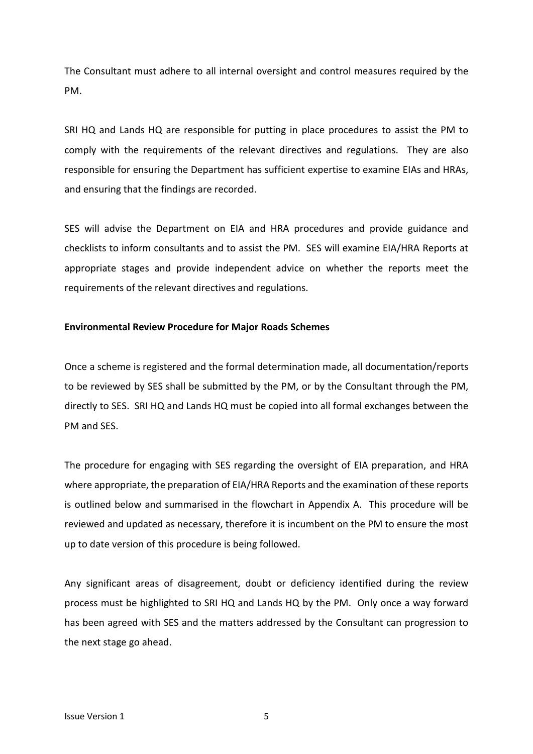The Consultant must adhere to all internal oversight and control measures required by the PM.

SRI HQ and Lands HQ are responsible for putting in place procedures to assist the PM to comply with the requirements of the relevant directives and regulations. They are also responsible for ensuring the Department has sufficient expertise to examine EIAs and HRAs, and ensuring that the findings are recorded.

SES will advise the Department on EIA and HRA procedures and provide guidance and checklists to inform consultants and to assist the PM. SES will examine EIA/HRA Reports at appropriate stages and provide independent advice on whether the reports meet the requirements of the relevant directives and regulations.

**Environmental Review Procedure for Major Roads Schemes**

Once a scheme is registered and the formal determination made, all documentation/reports to be reviewed by SES shall be submitted by the PM, or by the Consultant through the PM, directly to SES. SRI HQ and Lands HQ must be copied into all formal exchanges between the PM and SES.

The procedure for engaging with SES regarding the oversight of EIA preparation, and HRA where appropriate, the preparation of EIA/HRA Reports and the examination of these reports is outlined below and summarised in the flowchart in Appendix A. This procedure will be reviewed and updated as necessary, therefore it is incumbent on the PM to ensure the most up to date version of this procedure is being followed.

Any significant areas of disagreement, doubt or deficiency identified during the review process must be highlighted to SRI HQ and Lands HQ by the PM. Only once a way forward has been agreed with SES and the matters addressed by the Consultant can progression to the next stage go ahead.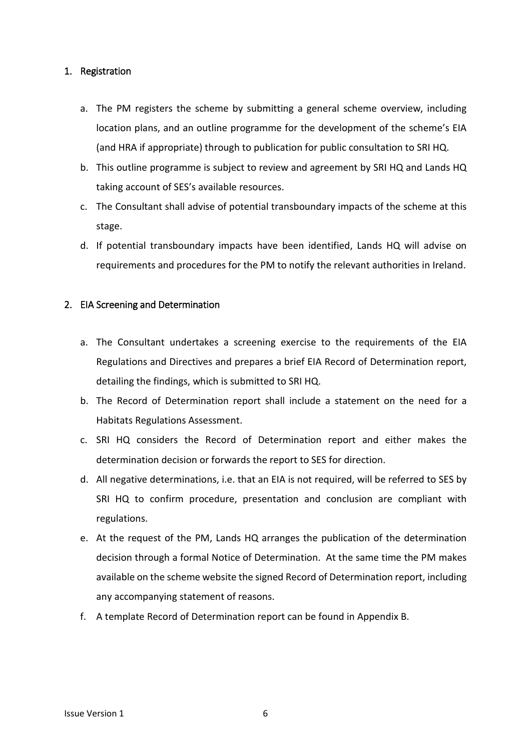1. Registration

   a. The PM registers the scheme by submitting a general scheme overview, including location plans, and an outline programme for the development of the scheme's EIA (and HRA if appropriate) through to publication for public consultation to SRI HQ.
   b. This outline programme is subject to review and agreement by SRI HQ and Lands HQ taking account of SES's available resources.
   c. The Consultant shall advise of potential transboundary impacts of the scheme at this stage.
   d. If potential transboundary impacts have been identified, Lands HQ will advise on requirements and procedures for the PM to notify the relevant authorities in Ireland.

2. EIA Screening and Determination

   a. The Consultant undertakes a screening exercise to the requirements of the EIA Regulations and Directives and prepares a brief EIA Record of Determination report, detailing the findings, which is submitted to SRI HQ.
   b. The Record of Determination report shall include a statement on the need for a Habitats Regulations Assessment.
   c. SRI HQ considers the Record of Determination report and either makes the determination decision or forwards the report to SES for direction.
   d. All negative determinations, i.e. that an EIA is not required, will be referred to SES by SRI HQ to confirm procedure, presentation and conclusion are compliant with regulations.
   e. At the request of the PM, Lands HQ arranges the publication of the determination decision through a formal Notice of Determination. At the same time the PM makes available on the scheme website the signed Record of Determination report, including any accompanying statement of reasons.
   f. A template Record of Determination report can be found in Appendix B.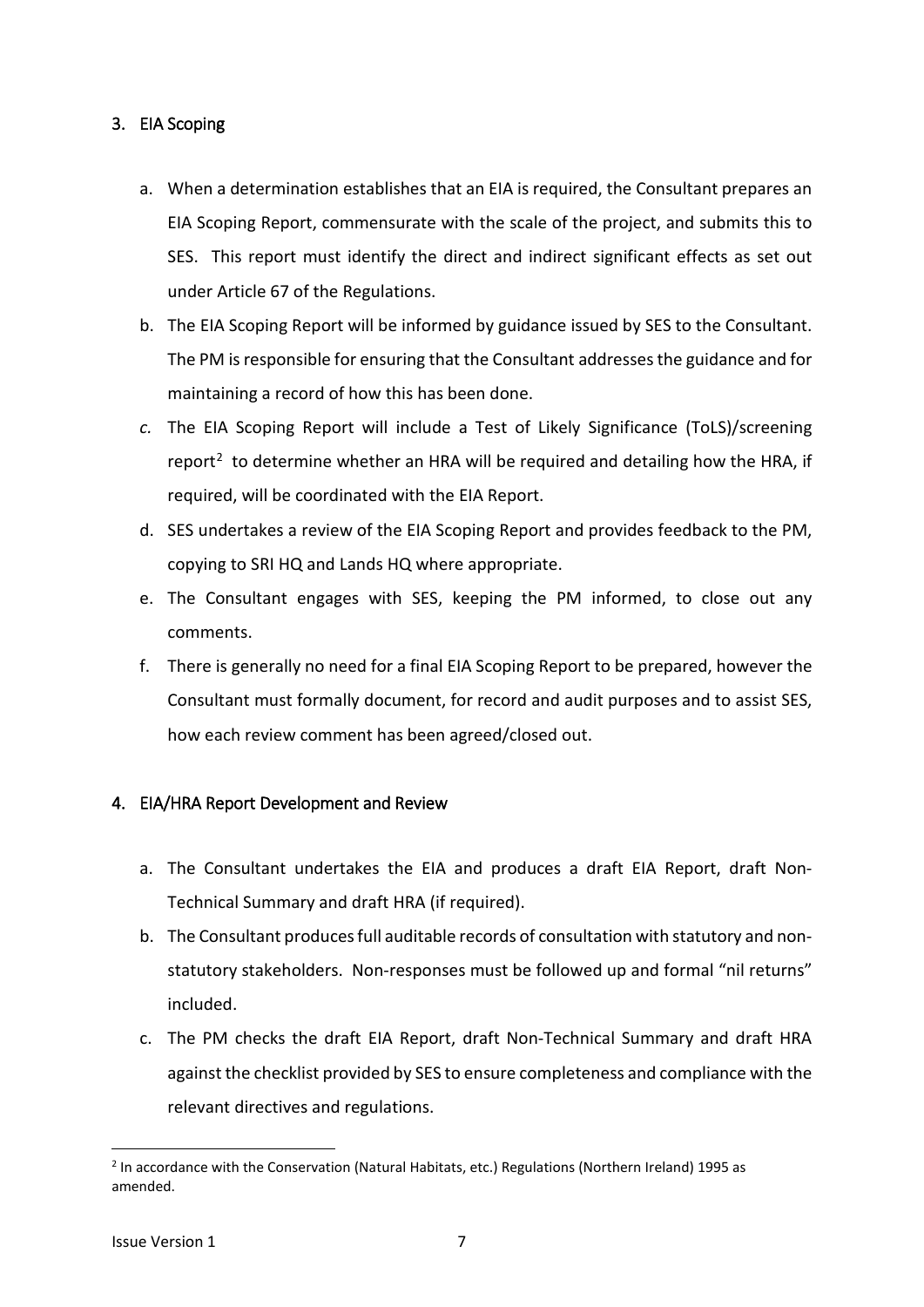## 3. EIA Scoping

a. When a determination establishes that an EIA is required, the Consultant prepares an EIA Scoping Report, commensurate with the scale of the project, and submits this to SES. This report must identify the direct and indirect significant effects as set out under Article 67 of the Regulations.

b. The EIA Scoping Report will be informed by guidance issued by SES to the Consultant. The PM is responsible for ensuring that the Consultant addresses the guidance and for maintaining a record of how this has been done.

*c.* The EIA Scoping Report will include a Test of Likely Significance (ToLS)/screening report[2] to determine whether an HRA will be required and detailing how the HRA, if required, will be coordinated with the EIA Report.

d. SES undertakes a review of the EIA Scoping Report and provides feedback to the PM, copying to SRI HQ and Lands HQ where appropriate.

e. The Consultant engages with SES, keeping the PM informed, to close out any comments.

f. There is generally no need for a final EIA Scoping Report to be prepared, however the Consultant must formally document, for record and audit purposes and to assist SES, how each review comment has been agreed/closed out.

## 4. EIA/HRA Report Development and Review

a. The Consultant undertakes the EIA and produces a draft EIA Report, draft Non-Technical Summary and draft HRA (if required).

b. The Consultant produces full auditable records of consultation with statutory and non-statutory stakeholders. Non-responses must be followed up and formal "nil returns" included.

c. The PM checks the draft EIA Report, draft Non-Technical Summary and draft HRA against the checklist provided by SES to ensure completeness and compliance with the relevant directives and regulations.

---

[2] In accordance with the Conservation (Natural Habitats, etc.) Regulations (Northern Ireland) 1995 as amended.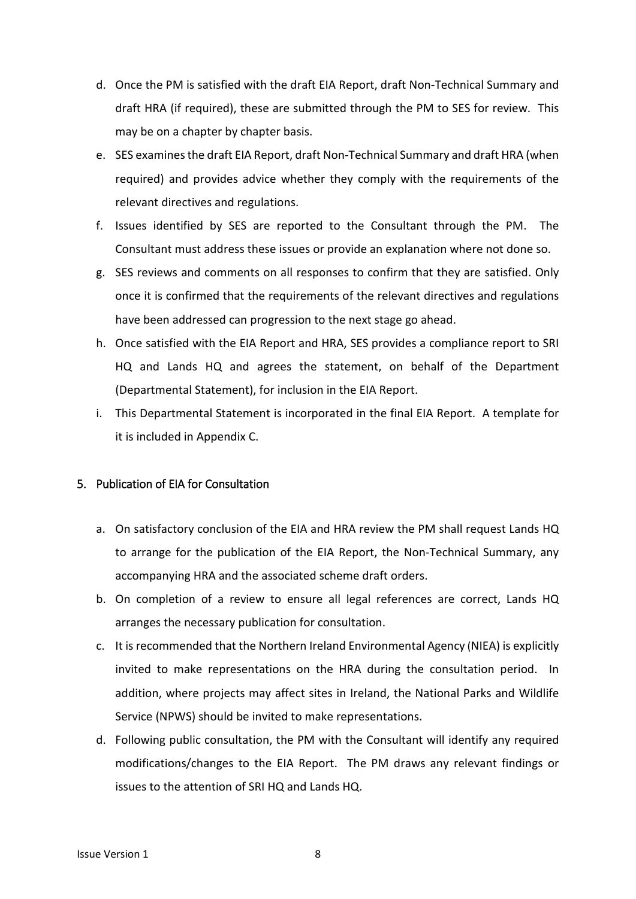d. Once the PM is satisfied with the draft EIA Report, draft Non-Technical Summary and draft HRA (if required), these are submitted through the PM to SES for review. This may be on a chapter by chapter basis.

e. SES examines the draft EIA Report, draft Non-Technical Summary and draft HRA (when required) and provides advice whether they comply with the requirements of the relevant directives and regulations.

f. Issues identified by SES are reported to the Consultant through the PM. The Consultant must address these issues or provide an explanation where not done so.

g. SES reviews and comments on all responses to confirm that they are satisfied. Only once it is confirmed that the requirements of the relevant directives and regulations have been addressed can progression to the next stage go ahead.

h. Once satisfied with the EIA Report and HRA, SES provides a compliance report to SRI HQ and Lands HQ and agrees the statement, on behalf of the Department (Departmental Statement), for inclusion in the EIA Report.

i. This Departmental Statement is incorporated in the final EIA Report. A template for it is included in Appendix C.

## 5. Publication of EIA for Consultation

a. On satisfactory conclusion of the EIA and HRA review the PM shall request Lands HQ to arrange for the publication of the EIA Report, the Non-Technical Summary, any accompanying HRA and the associated scheme draft orders.

b. On completion of a review to ensure all legal references are correct, Lands HQ arranges the necessary publication for consultation.

c. It is recommended that the Northern Ireland Environmental Agency (NIEA) is explicitly invited to make representations on the HRA during the consultation period. In addition, where projects may affect sites in Ireland, the National Parks and Wildlife Service (NPWS) should be invited to make representations.

d. Following public consultation, the PM with the Consultant will identify any required modifications/changes to the EIA Report. The PM draws any relevant findings or issues to the attention of SRI HQ and Lands HQ.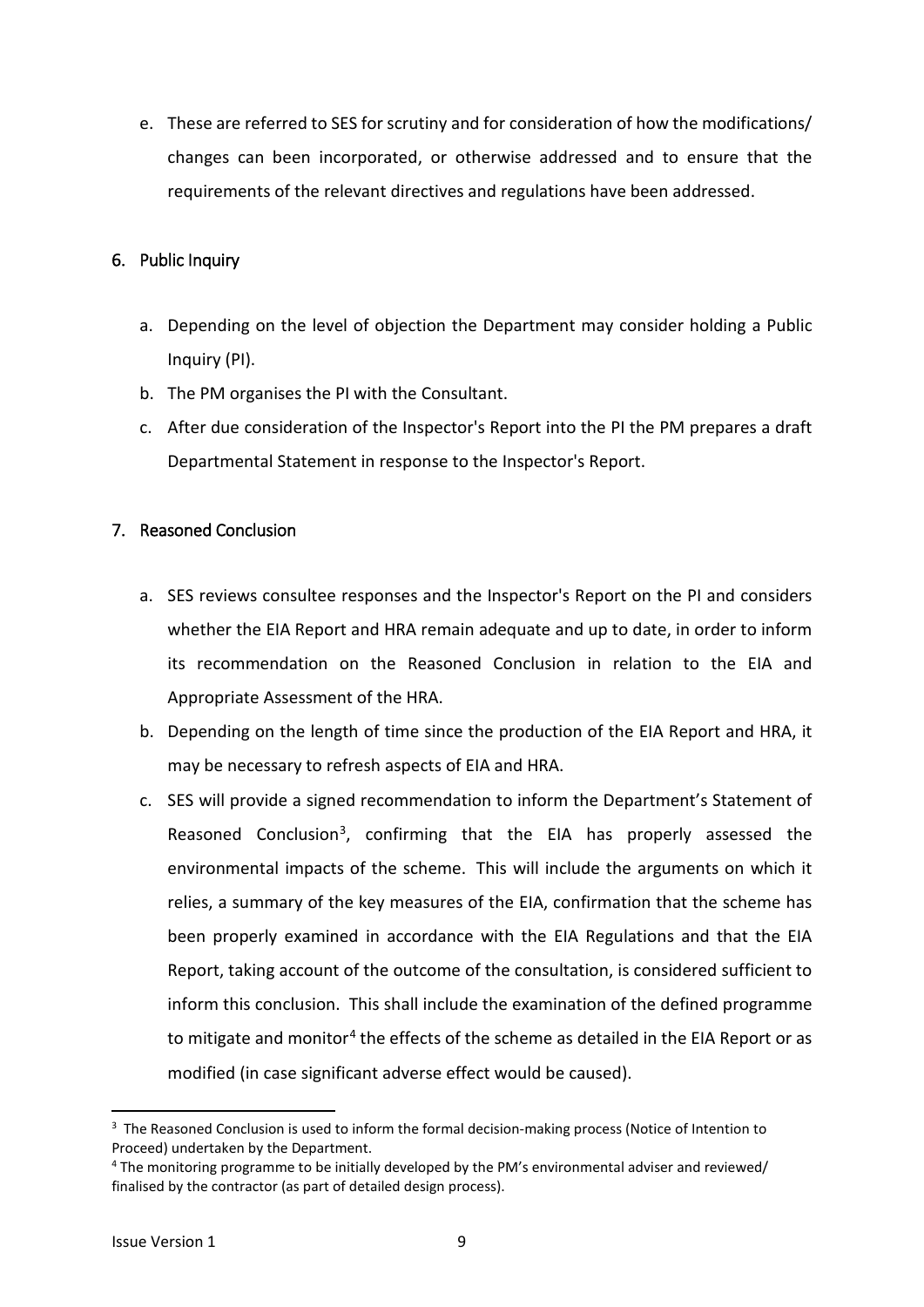e. These are referred to SES for scrutiny and for consideration of how the modifications/ changes can been incorporated, or otherwise addressed and to ensure that the requirements of the relevant directives and regulations have been addressed.

## 6. Public Inquiry

a. Depending on the level of objection the Department may consider holding a Public Inquiry (PI).
b. The PM organises the PI with the Consultant.
c. After due consideration of the Inspector's Report into the PI the PM prepares a draft Departmental Statement in response to the Inspector's Report.

## 7. Reasoned Conclusion

a. SES reviews consultee responses and the Inspector's Report on the PI and considers whether the EIA Report and HRA remain adequate and up to date, in order to inform its recommendation on the Reasoned Conclusion in relation to the EIA and Appropriate Assessment of the HRA.
b. Depending on the length of time since the production of the EIA Report and HRA, it may be necessary to refresh aspects of EIA and HRA.
c. SES will provide a signed recommendation to inform the Department's Statement of Reasoned Conclusion[3], confirming that the EIA has properly assessed the environmental impacts of the scheme. This will include the arguments on which it relies, a summary of the key measures of the EIA, confirmation that the scheme has been properly examined in accordance with the EIA Regulations and that the EIA Report, taking account of the outcome of the consultation, is considered sufficient to inform this conclusion. This shall include the examination of the defined programme to mitigate and monitor[4] the effects of the scheme as detailed in the EIA Report or as modified (in case significant adverse effect would be caused).

---

[3] The Reasoned Conclusion is used to inform the formal decision-making process (Notice of Intention to Proceed) undertaken by the Department.

[4] The monitoring programme to be initially developed by the PM's environmental adviser and reviewed/ finalised by the contractor (as part of detailed design process).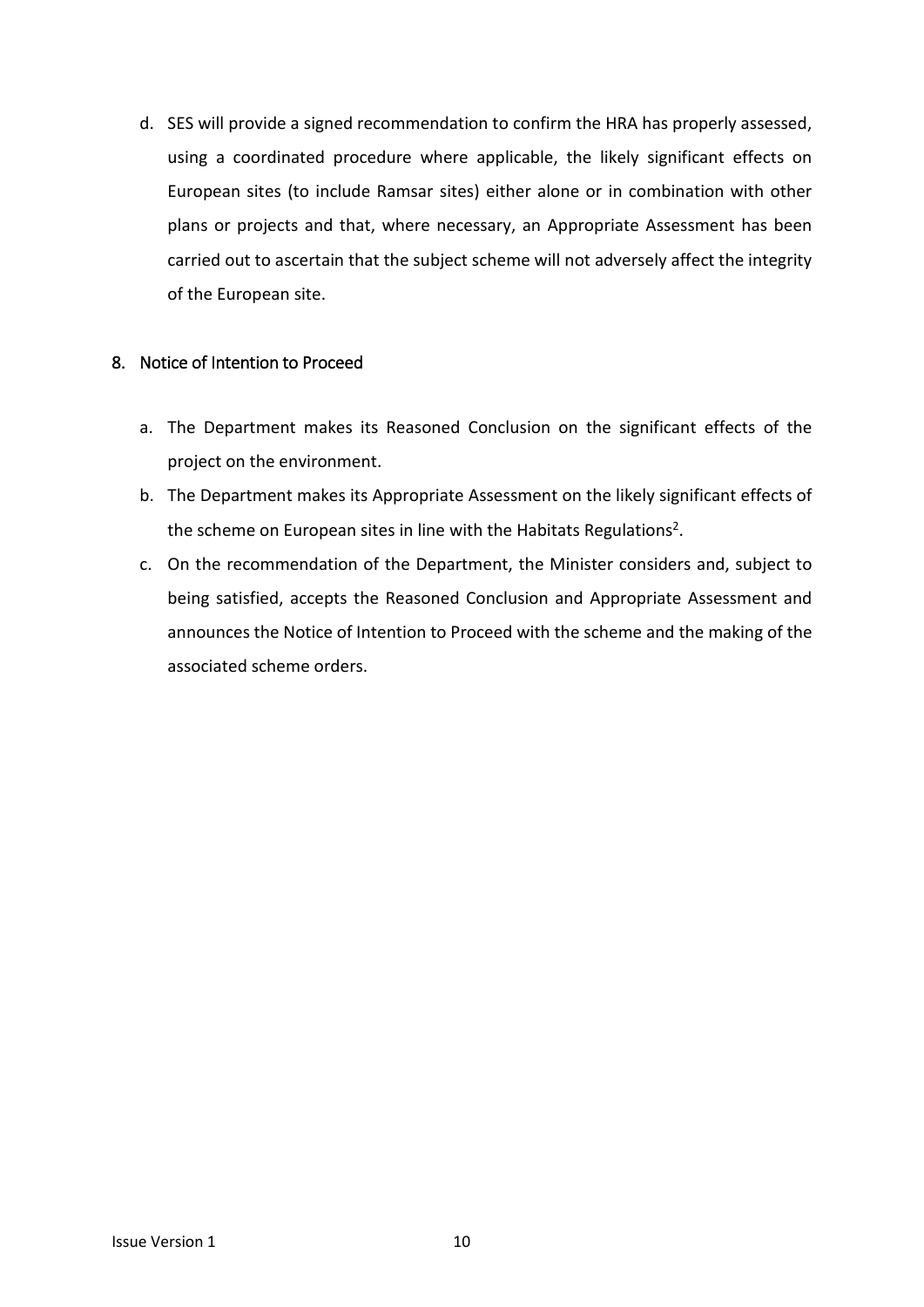d. SES will provide a signed recommendation to confirm the HRA has properly assessed, using a coordinated procedure where applicable, the likely significant effects on European sites (to include Ramsar sites) either alone or in combination with other plans or projects and that, where necessary, an Appropriate Assessment has been carried out to ascertain that the subject scheme will not adversely affect the integrity of the European site.

## 8. Notice of Intention to Proceed

a. The Department makes its Reasoned Conclusion on the significant effects of the project on the environment.
b. The Department makes its Appropriate Assessment on the likely significant effects of the scheme on European sites in line with the Habitats Regulations[2].
c. On the recommendation of the Department, the Minister considers and, subject to being satisfied, accepts the Reasoned Conclusion and Appropriate Assessment and announces the Notice of Intention to Proceed with the scheme and the making of the associated scheme orders.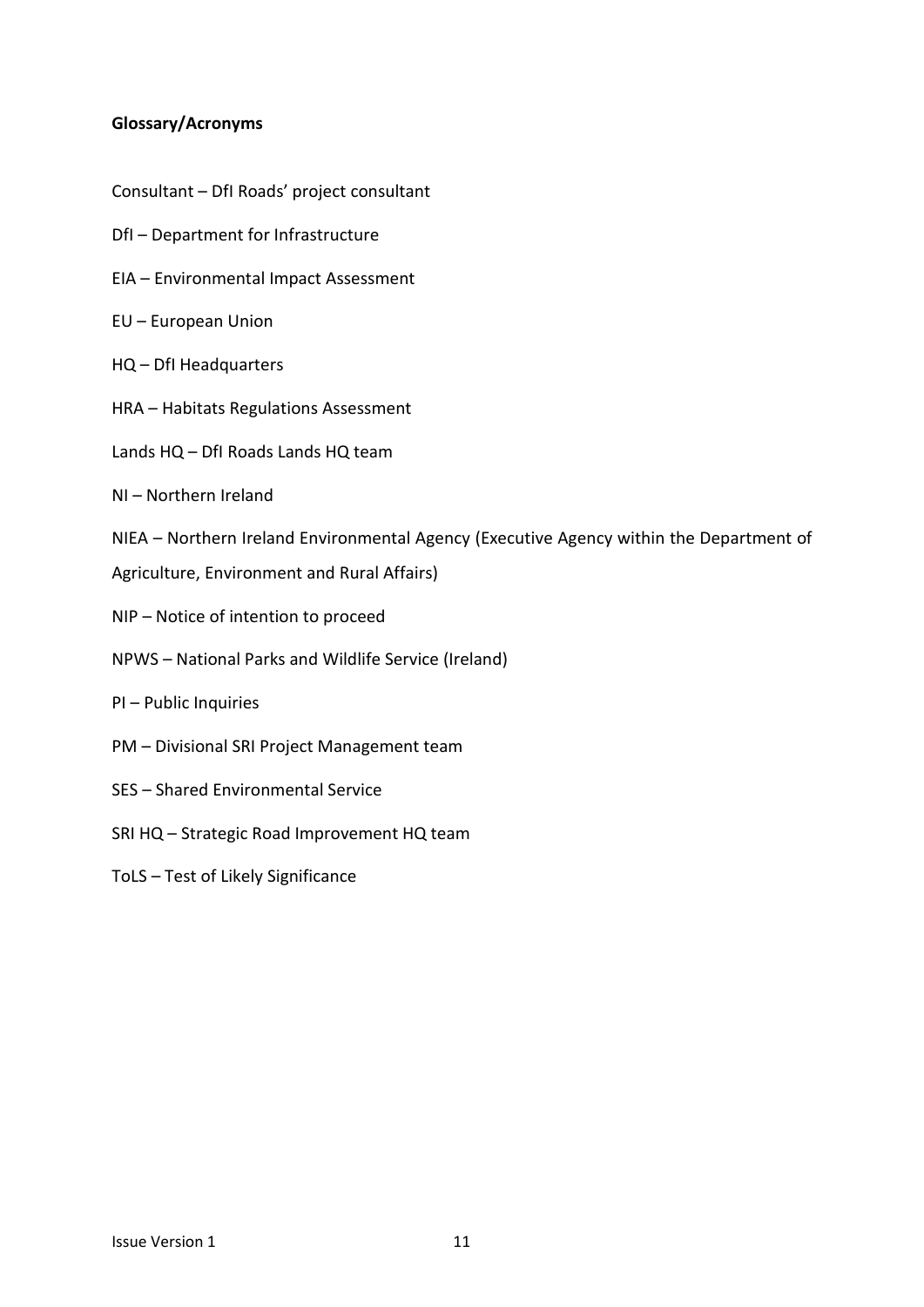**Glossary/Acronyms**

Consultant – DfI Roads' project consultant

DfI – Department for Infrastructure

EIA – Environmental Impact Assessment

EU – European Union

HQ – DfI Headquarters

HRA – Habitats Regulations Assessment

Lands HQ – DfI Roads Lands HQ team

NI – Northern Ireland

NIEA – Northern Ireland Environmental Agency (Executive Agency within the Department of Agriculture, Environment and Rural Affairs)

NIP – Notice of intention to proceed

NPWS – National Parks and Wildlife Service (Ireland)

PI – Public Inquiries

PM – Divisional SRI Project Management team

SES – Shared Environmental Service

SRI HQ – Strategic Road Improvement HQ team

ToLS – Test of Likely Significance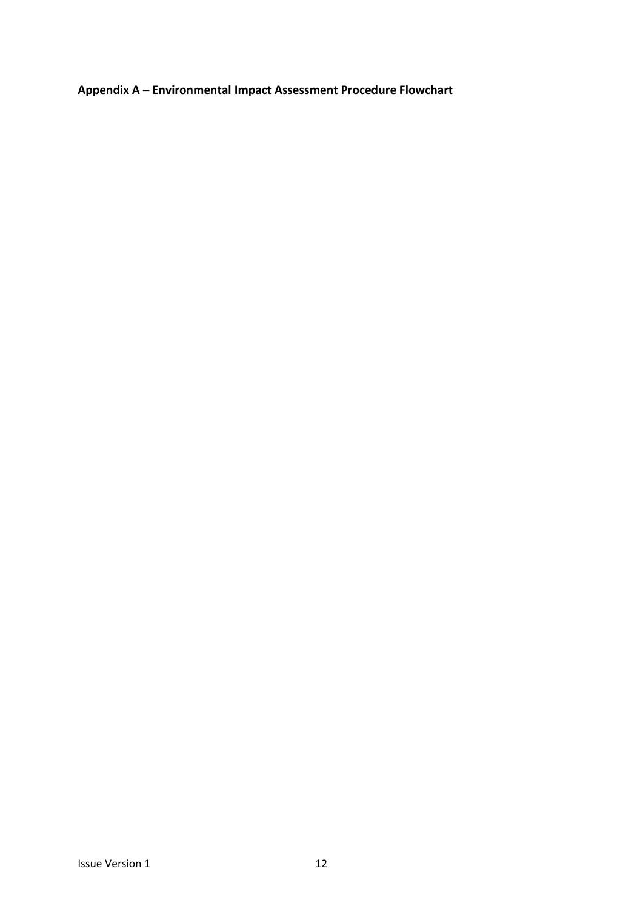**Appendix A – Environmental Impact Assessment Procedure Flowchart**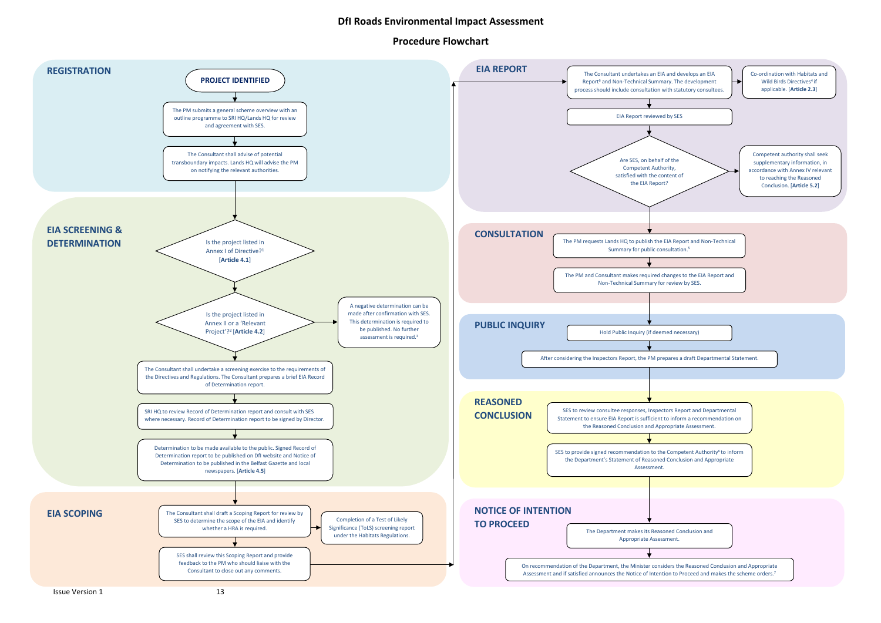# DfI Roads Environmental Impact Assessment

## Procedure Flowchart

## REGISTRATION

**PROJECT IDENTIFIED**

The PM submits a general scheme overview with an outline programme to SRI HQ/Lands HQ for review and agreement with SES.

The Consultant shall advise of potential transboundary impacts. Lands HQ will advise the PM on notifying the relevant authorities.

## EIA SCREENING & DETERMINATION

Is the project listed in Annex I of Directive?[1] [**Article 4.1**]

Is the project listed in Annex II or a 'Relevant Project'?[2] [**Article 4.2**]

A negative determination can be made after confirmation with SES. This determination is required to be published. No further assessment is required.[3]

The Consultant shall undertake a screening exercise to the requirements of the Directives and Regulations. The Consultant prepares a brief EIA Record of Determination report.

SRI HQ to review Record of Determination report and consult with SES where necessary. Record of Determination report to be signed by Director.

Determination to be made available to the public. Signed Record of Determination report to be published on DfI website and Notice of Determination to be published in the Belfast Gazette and local newspapers. [**Article 4.5**]

## EIA SCOPING

The Consultant shall draft a Scoping Report for review by SES to determine the scope of the EIA and identify whether a HRA is required.

Completion of a Test of Likely Significance (ToLS) screening report under the Habitats Regulations.

SES shall review this Scoping Report and provide feedback to the PM who should liaise with the Consultant to close out any comments.

## EIA REPORT

The Consultant undertakes an EIA and develops an EIA Report[6] and Non-Technical Summary. The development process should include consultation with statutory consultees.

Co-ordination with Habitats and Wild Birds Directives[4] if applicable. [**Article 2.3**]

EIA Report reviewed by SES

Are SES, on behalf of the Competent Authority, satisfied with the content of the EIA Report?

Competent authority shall seek supplementary information, in accordance with Annex IV relevant to reaching the Reasoned Conclusion. [**Article 5.2**]

## CONSULTATION

The PM requests Lands HQ to publish the EIA Report and Non-Technical Summary for public consultation.[5]

The PM and Consultant makes required changes to the EIA Report and Non-Technical Summary for review by SES.

## PUBLIC INQUIRY

Hold Public Inquiry (if deemed necessary)

After considering the Inspectors Report, the PM prepares a draft Departmental Statement.

## REASONED CONCLUSION

SES to review consultee responses, Inspectors Report and Departmental Statement to ensure EIA Report is sufficient to inform a recommendation on the Reasoned Conclusion and Appropriate Assessment.

SES to provide signed recommendation to the Competent Authority[6] to inform the Department's Statement of Reasoned Conclusion and Appropriate Assessment.

## NOTICE OF INTENTION TO PROCEED

The Department makes its Reasoned Conclusion and Appropriate Assessment.

On recommendation of the Department, the Minister considers the Reasoned Conclusion and Appropriate Assessment and if satisfied announces the Notice of Intention to Proceed and makes the scheme orders.[7]

Issue Version 1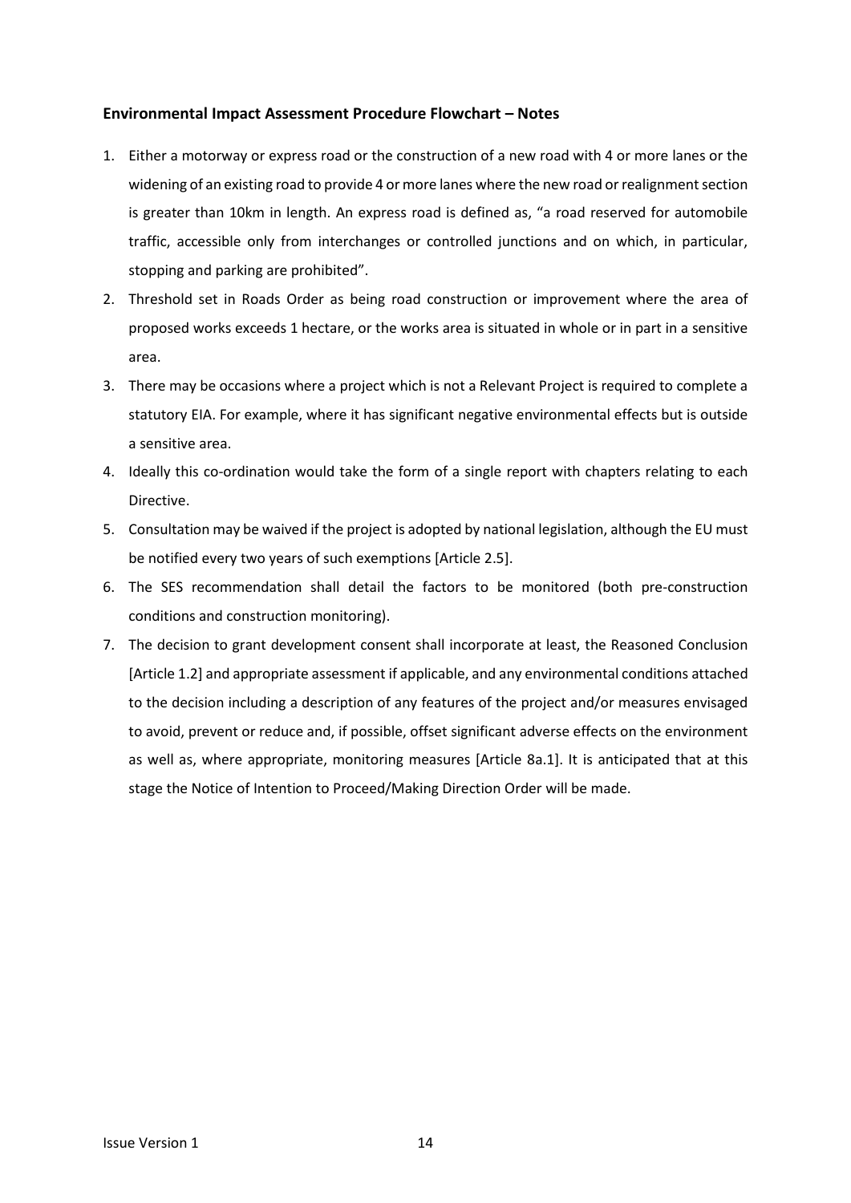**Environmental Impact Assessment Procedure Flowchart – Notes**

1. Either a motorway or express road or the construction of a new road with 4 or more lanes or the widening of an existing road to provide 4 or more lanes where the new road or realignment section is greater than 10km in length. An express road is defined as, "a road reserved for automobile traffic, accessible only from interchanges or controlled junctions and on which, in particular, stopping and parking are prohibited".
2. Threshold set in Roads Order as being road construction or improvement where the area of proposed works exceeds 1 hectare, or the works area is situated in whole or in part in a sensitive area.
3. There may be occasions where a project which is not a Relevant Project is required to complete a statutory EIA. For example, where it has significant negative environmental effects but is outside a sensitive area.
4. Ideally this co-ordination would take the form of a single report with chapters relating to each Directive.
5. Consultation may be waived if the project is adopted by national legislation, although the EU must be notified every two years of such exemptions [Article 2.5].
6. The SES recommendation shall detail the factors to be monitored (both pre-construction conditions and construction monitoring).
7. The decision to grant development consent shall incorporate at least, the Reasoned Conclusion [Article 1.2] and appropriate assessment if applicable, and any environmental conditions attached to the decision including a description of any features of the project and/or measures envisaged to avoid, prevent or reduce and, if possible, offset significant adverse effects on the environment as well as, where appropriate, monitoring measures [Article 8a.1]. It is anticipated that at this stage the Notice of Intention to Proceed/Making Direction Order will be made.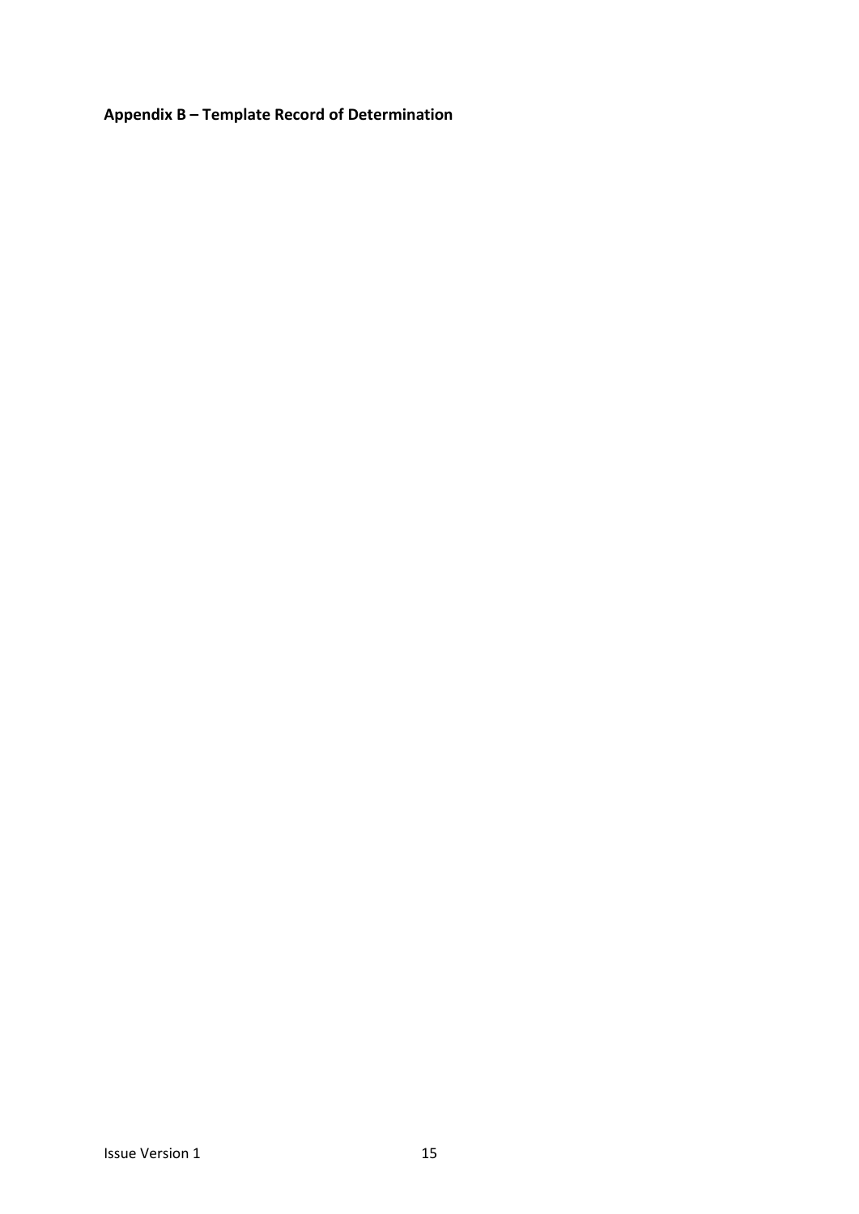**Appendix B – Template Record of Determination**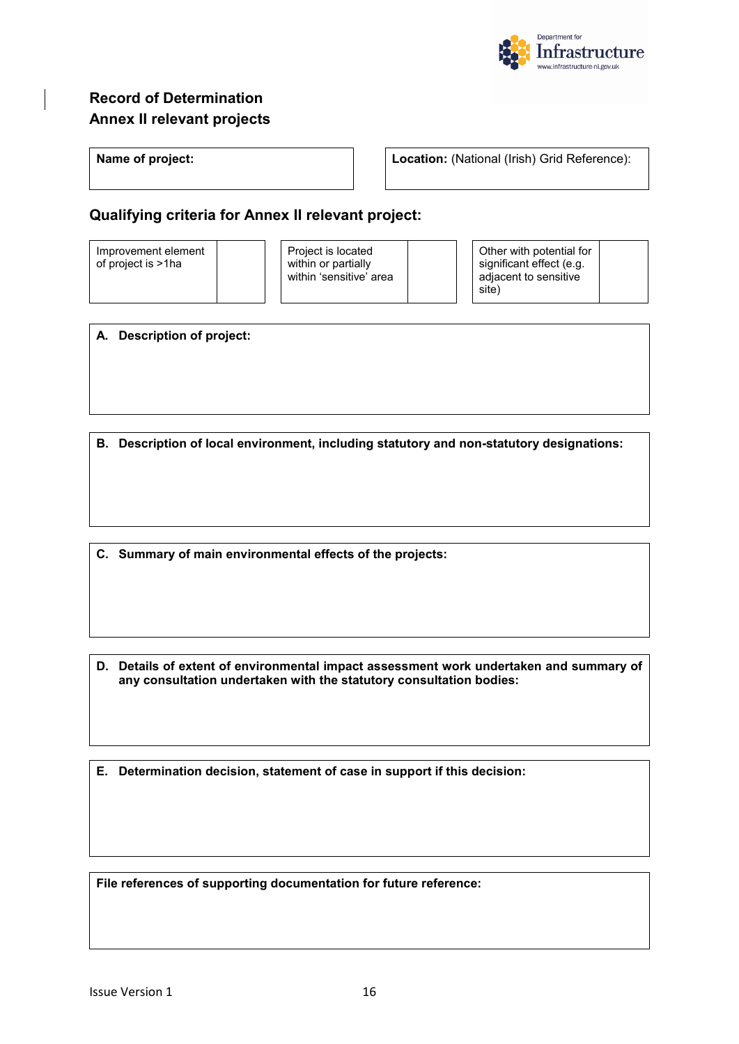## Record of Determination
## Annex II relevant projects

| **Name of project:** | **Location:** (National (Irish) Grid Reference): |
|---|---|
| | |

### Qualifying criteria for Annex II relevant project:

| Improvement element of project is >1ha | | Project is located within or partially within 'sensitive' area | | Other with potential for significant effect (e.g. adjacent to sensitive site) | |
|---|---|---|---|---|---|

**A. Description of project:**

**B. Description of local environment, including statutory and non-statutory designations:**

**C. Summary of main environmental effects of the projects:**

**D. Details of extent of environmental impact assessment work undertaken and summary of any consultation undertaken with the statutory consultation bodies:**

**E. Determination decision, statement of case in support if this decision:**

**File references of supporting documentation for future reference:**

Issue Version 1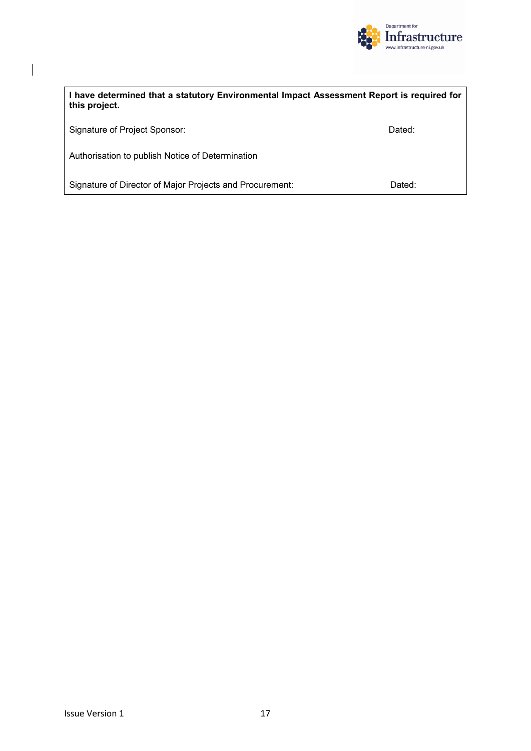**I have determined that a statutory Environmental Impact Assessment Report is required for this project.**

Signature of Project Sponsor: Dated:

Authorisation to publish Notice of Determination

Signature of Director of Major Projects and Procurement: Dated: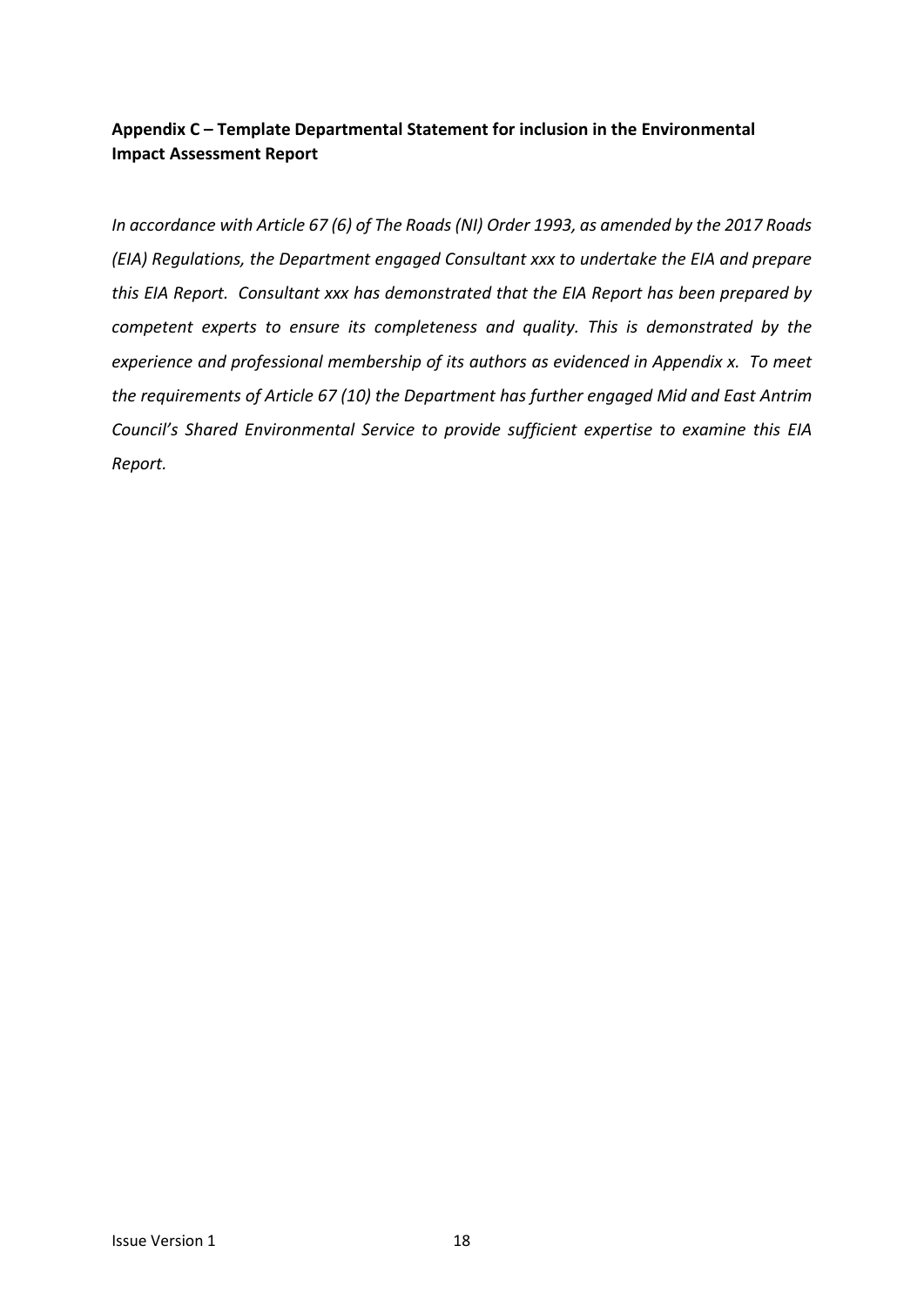**Appendix C – Template Departmental Statement for inclusion in the Environmental Impact Assessment Report**

*In accordance with Article 67 (6) of The Roads (NI) Order 1993, as amended by the 2017 Roads (EIA) Regulations, the Department engaged Consultant xxx to undertake the EIA and prepare this EIA Report. Consultant xxx has demonstrated that the EIA Report has been prepared by competent experts to ensure its completeness and quality. This is demonstrated by the experience and professional membership of its authors as evidenced in Appendix x. To meet the requirements of Article 67 (10) the Department has further engaged Mid and East Antrim Council's Shared Environmental Service to provide sufficient expertise to examine this EIA Report.*